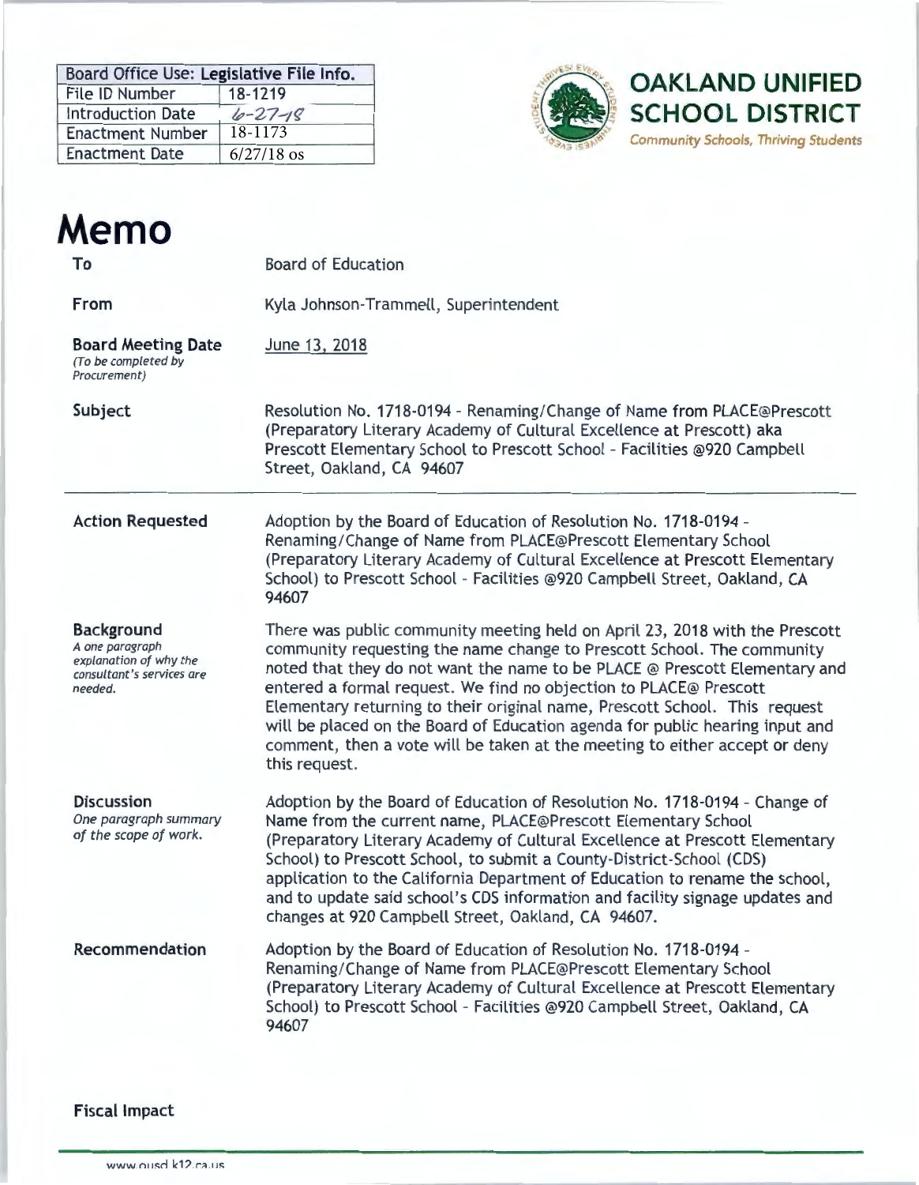| Board Office Use: Legislative File Info. | |
|---|---|
| File ID Number | 18-1219 |
| Introduction Date | 6-27-18 |
| Enactment Number | 18-1173 |
| Enactment Date | 6/27/18 os |

**OAKLAND UNIFIED SCHOOL DISTRICT**

*Community Schools, Thriving Students*

# Memo

**To** Board of Education

**From** Kyla Johnson-Trammell, Superintendent

**Board Meeting Date** *(To be completed by Procurement)* June 13, 2018

**Subject** Resolution No. 1718-0194 - Renaming/Change of Name from PLACE@Prescott (Preparatory Literary Academy of Cultural Excellence at Prescott) aka Prescott Elementary School to Prescott School - Facilities @920 Campbell Street, Oakland, CA 94607

**Action Requested** Adoption by the Board of Education of Resolution No. 1718-0194 - Renaming/Change of Name from PLACE@Prescott Elementary School (Preparatory Literary Academy of Cultural Excellence at Prescott Elementary School) to Prescott School - Facilities @920 Campbell Street, Oakland, CA 94607

**Background** *A one paragraph explanation of why the consultant's services are needed.* There was public community meeting held on April 23, 2018 with the Prescott community requesting the name change to Prescott School. The community noted that they do not want the name to be PLACE @ Prescott Elementary and entered a formal request. We find no objection to PLACE@ Prescott Elementary returning to their original name, Prescott School. This request will be placed on the Board of Education agenda for public hearing input and comment, then a vote will be taken at the meeting to either accept or deny this request.

**Discussion** *One paragraph summary of the scope of work.* Adoption by the Board of Education of Resolution No. 1718-0194 - Change of Name from the current name, PLACE@Prescott Elementary School (Preparatory Literary Academy of Cultural Excellence at Prescott Elementary School) to Prescott School, to submit a County-District-School (CDS) application to the California Department of Education to rename the school, and to update said school's CDS information and facility signage updates and changes at 920 Campbell Street, Oakland, CA 94607.

**Recommendation** Adoption by the Board of Education of Resolution No. 1718-0194 - Renaming/Change of Name from PLACE@Prescott Elementary School (Preparatory Literary Academy of Cultural Excellence at Prescott Elementary School) to Prescott School - Facilities @920 Campbell Street, Oakland, CA 94607

**Fiscal Impact**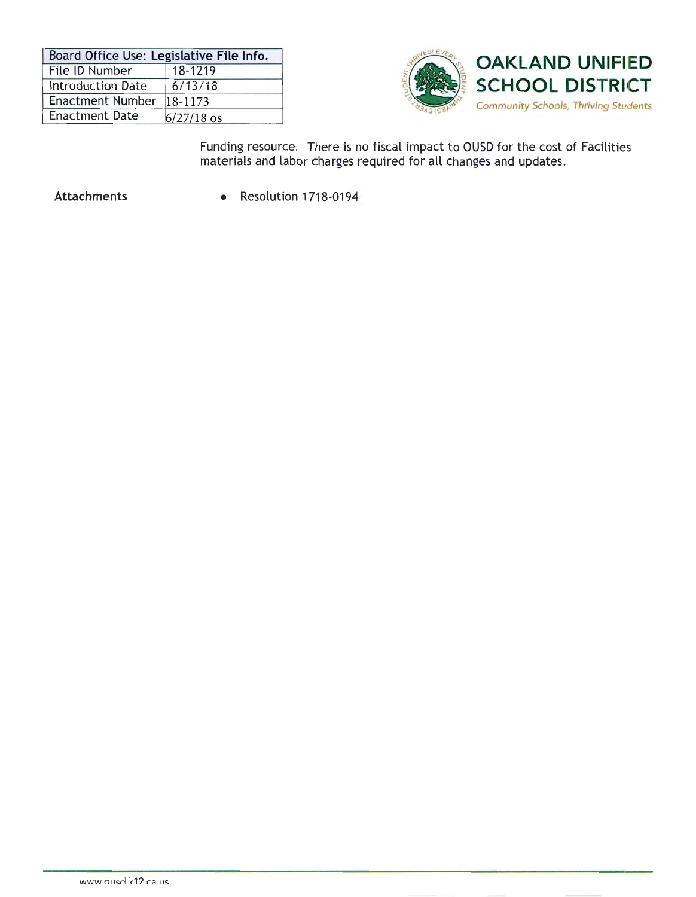| Board Office Use: Legislative File Info. | |
|---|---|
| File ID Number | 18-1219 |
| Introduction Date | 6/13/18 |
| Enactment Number | 18-1173 |
| Enactment Date | 6/27/18 os |

**OAKLAND UNIFIED SCHOOL DISTRICT**

*Community Schools, Thriving Students*

Funding resource: There is no fiscal impact to OUSD for the cost of Facilities materials and labor charges required for all changes and updates.

**Attachments**

- Resolution 1718-0194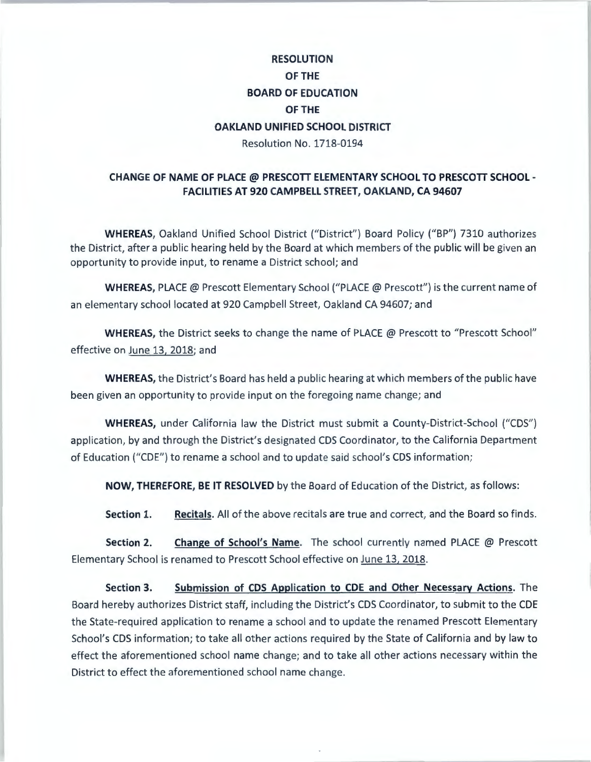**RESOLUTION**

**OF THE**

**BOARD OF EDUCATION**

**OF THE**

**OAKLAND UNIFIED SCHOOL DISTRICT**

Resolution No. 1718-0194

**CHANGE OF NAME OF PLACE @ PRESCOTT ELEMENTARY SCHOOL TO PRESCOTT SCHOOL - FACILITIES AT 920 CAMPBELL STREET, OAKLAND, CA 94607**

**WHEREAS,** Oakland Unified School District ("District") Board Policy ("BP") 7310 authorizes the District, after a public hearing held by the Board at which members of the public will be given an opportunity to provide input, to rename a District school; and

**WHEREAS,** PLACE @ Prescott Elementary School ("PLACE @ Prescott") is the current name of an elementary school located at 920 Campbell Street, Oakland CA 94607; and

**WHEREAS,** the District seeks to change the name of PLACE @ Prescott to "Prescott School" effective on June 13, 2018; and

**WHEREAS,** the District's Board has held a public hearing at which members of the public have been given an opportunity to provide input on the foregoing name change; and

**WHEREAS,** under California law the District must submit a County-District-School ("CDS") application, by and through the District's designated CDS Coordinator, to the California Department of Education ("CDE") to rename a school and to update said school's CDS information;

**NOW, THEREFORE, BE IT RESOLVED** by the Board of Education of the District, as follows:

**Section 1.** **Recitals.** All of the above recitals are true and correct, and the Board so finds.

**Section 2.** **Change of School's Name.** The school currently named PLACE @ Prescott Elementary School is renamed to Prescott School effective on June 13, 2018.

**Section 3.** **Submission of CDS Application to CDE and Other Necessary Actions.** The Board hereby authorizes District staff, including the District's CDS Coordinator, to submit to the CDE the State-required application to rename a school and to update the renamed Prescott Elementary School's CDS information; to take all other actions required by the State of California and by law to effect the aforementioned school name change; and to take all other actions necessary within the District to effect the aforementioned school name change.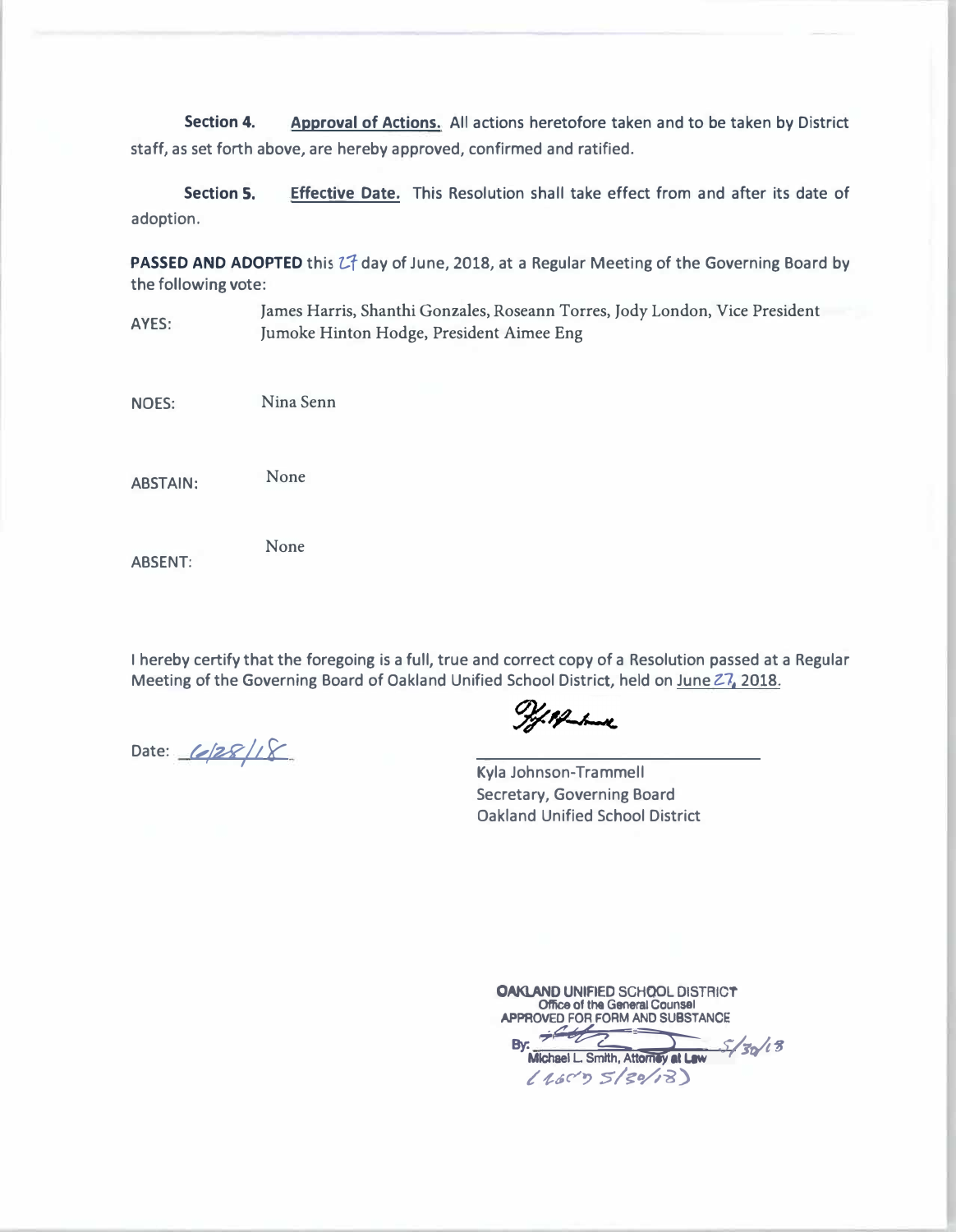**Section 4.** **Approval of Actions.** All actions heretofore taken and to be taken by District staff, as set forth above, are hereby approved, confirmed and ratified.

**Section 5.** **Effective Date.** This Resolution shall take effect from and after its date of adoption.

**PASSED AND ADOPTED** this 27 day of June, 2018, at a Regular Meeting of the Governing Board by the following vote:

AYES: James Harris, Shanthi Gonzales, Roseann Torres, Jody London, Vice President Jumoke Hinton Hodge, President Aimee Eng

NOES: Nina Senn

ABSTAIN: None

ABSENT: None

I hereby certify that the foregoing is a full, true and correct copy of a Resolution passed at a Regular Meeting of the Governing Board of Oakland Unified School District, held on June 27, 2018.

Date: 6/28/18

Kyla Johnson-Trammell
Secretary, Governing Board
Oakland Unified School District

OAKLAND UNIFIED SCHOOL DISTRICT
Office of the General Counsel
APPROVED FOR FORM AND SUBSTANCE
By: Michael L. Smith, Attorney at Law 5/30/18
(Rec'd 5/30/18)